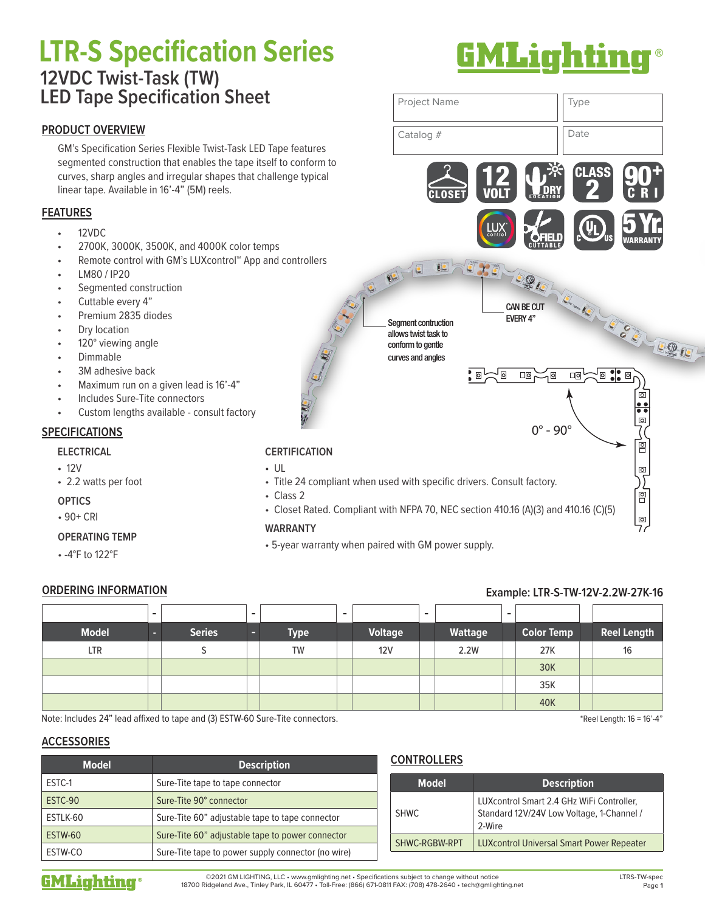# LTR-S Specification Series

## 12VDC Twist-Task (TW) LED Tape Specification Sheet

| Project Name | Type |
|---|---|
| Catalog # | Date |

CLOSET | 12 VOLT | DRY LOCATION | CLASS 2 | 90+ CRI | LUX control | FIELD CUTTABLE | UL | 5 Yr. WARRANTY

### PRODUCT OVERVIEW

GM's Specification Series Flexible Twist-Task LED Tape features segmented construction that enables the tape itself to conform to curves, sharp angles and irregular shapes that challenge typical linear tape. Available in 16'-4" (5M) reels.

### FEATURES

- 12VDC
- 2700K, 3000K, 3500K, and 4000K color temps
- Remote control with GM's LUXcontrol™ App and controllers
- LM80 / IP20
- Segmented construction
- Cuttable every 4"
- Premium 2835 diodes
- Dry location
- 120° viewing angle
- Dimmable
- 3M adhesive back
- Maximum run on a given lead is 16'-4"
- Includes Sure-Tite connectors
- Custom lengths available - consult factory

Segment contruction allows twist task to conform to gentle curves and angles

CAN BE CUT EVERY 4"

0° - 90°

### SPECIFICATIONS

**ELECTRICAL**

- 12V
- 2.2 watts per foot

**OPTICS**

- 90+ CRI

**OPERATING TEMP**

- -4°F to 122°F

**CERTIFICATION**

- UL
- Title 24 compliant when used with specific drivers. Consult factory.
- Class 2
- Closet Rated. Compliant with NFPA 70, NEC section 410.16 (A)(3) and 410.16 (C)(5)

**WARRANTY**

- 5-year warranty when paired with GM power supply.

### ORDERING INFORMATION

Example: LTR-S-TW-12V-2.2W-27K-16

| Model | Series | Type | Voltage | Wattage | Color Temp | Reel Length |
|---|---|---|---|---|---|---|
| LTR | S | TW | 12V | 2.2W | 27K | 16 |
| | | | | | 30K | |
| | | | | | 35K | |
| | | | | | 40K | |

Note: Includes 24" lead affixed to tape and (3) ESTW-60 Sure-Tite connectors.

*Reel Length: 16 = 16'-4"

### ACCESSORIES

| Model | Description |
|---|---|
| ESTC-1 | Sure-Tite tape to tape connector |
| ESTC-90 | Sure-Tite 90° connector |
| ESTLK-60 | Sure-Tite 60" adjustable tape to tape connector |
| ESTW-60 | Sure-Tite 60" adjustable tape to power connector |
| ESTW-CO | Sure-Tite tape to power supply connector (no wire) |

### CONTROLLERS

| Model | Description |
|---|---|
| SHWC | LUXcontrol Smart 2.4 GHz WiFi Controller, Standard 12V/24V Low Voltage, 1-Channel / 2-Wire |
| SHWC-RGBW-RPT | LUXcontrol Universal Smart Power Repeater |

©2021 GM LIGHTING, LLC • www.gmlighting.net • Specifications subject to change without notice
18700 Ridgeland Ave., Tinley Park, IL 60477 • Toll-Free: (866) 671-0811 FAX: (708) 478-2640 • tech@gmlighting.net

LTRS-TW-spec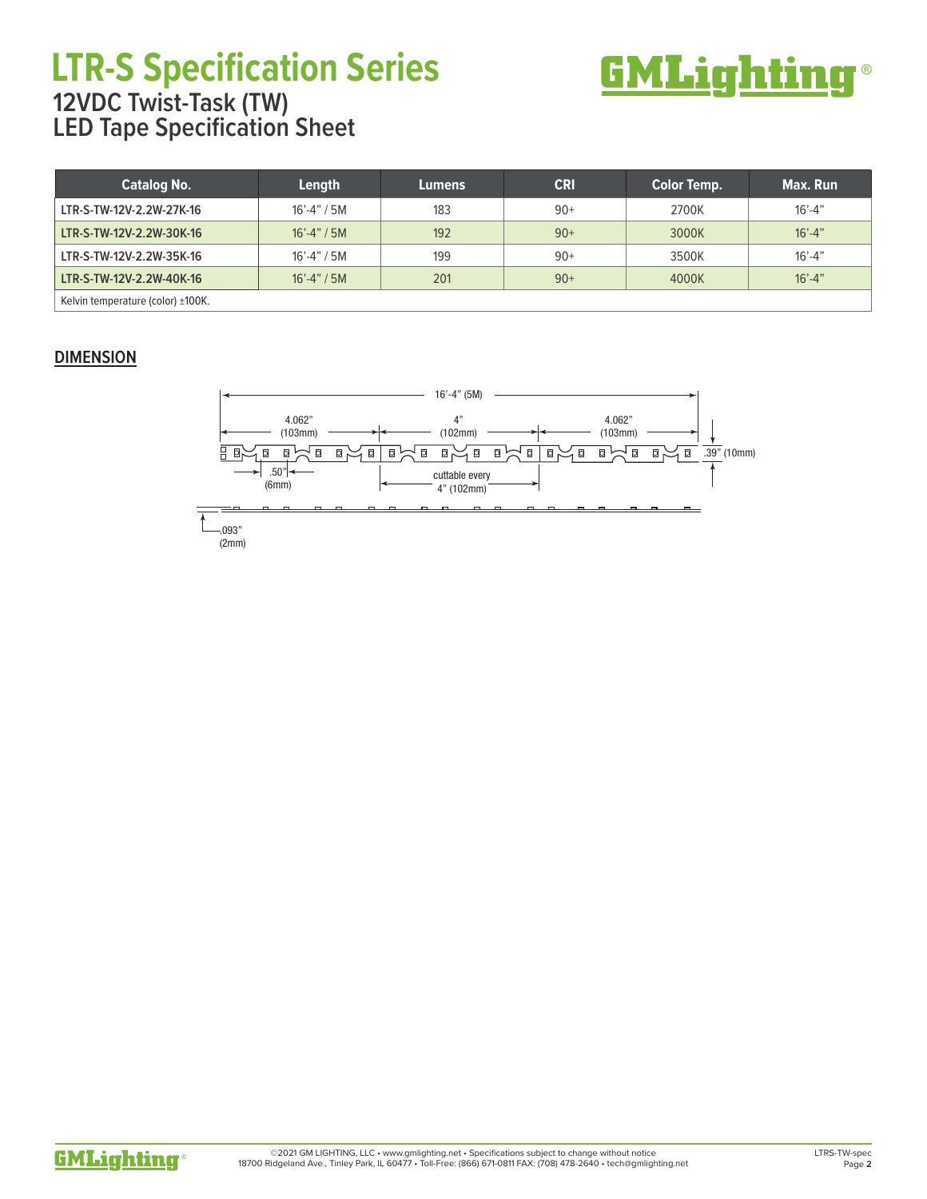# LTR-S Specification Series

## 12VDC Twist-Task (TW) LED Tape Specification Sheet

| Catalog No. | Length | Lumens | CRI | Color Temp. | Max. Run |
|---|---|---|---|---|---|
| LTR-S-TW-12V-2.2W-27K-16 | 16'-4" / 5M | 183 | 90+ | 2700K | 16'-4" |
| LTR-S-TW-12V-2.2W-30K-16 | 16'-4" / 5M | 192 | 90+ | 3000K | 16'-4" |
| LTR-S-TW-12V-2.2W-35K-16 | 16'-4" / 5M | 199 | 90+ | 3500K | 16'-4" |
| LTR-S-TW-12V-2.2W-40K-16 | 16'-4" / 5M | 201 | 90+ | 4000K | 16'-4" |

Kelvin temperature (color) ±100K.

### DIMENSION

16'-4" (5M)

4.062" (103mm)

4" (102mm)

4.062" (103mm)

.39" (10mm)

.50" (6mm)

cuttable every 4" (102mm)

.093" (2mm)